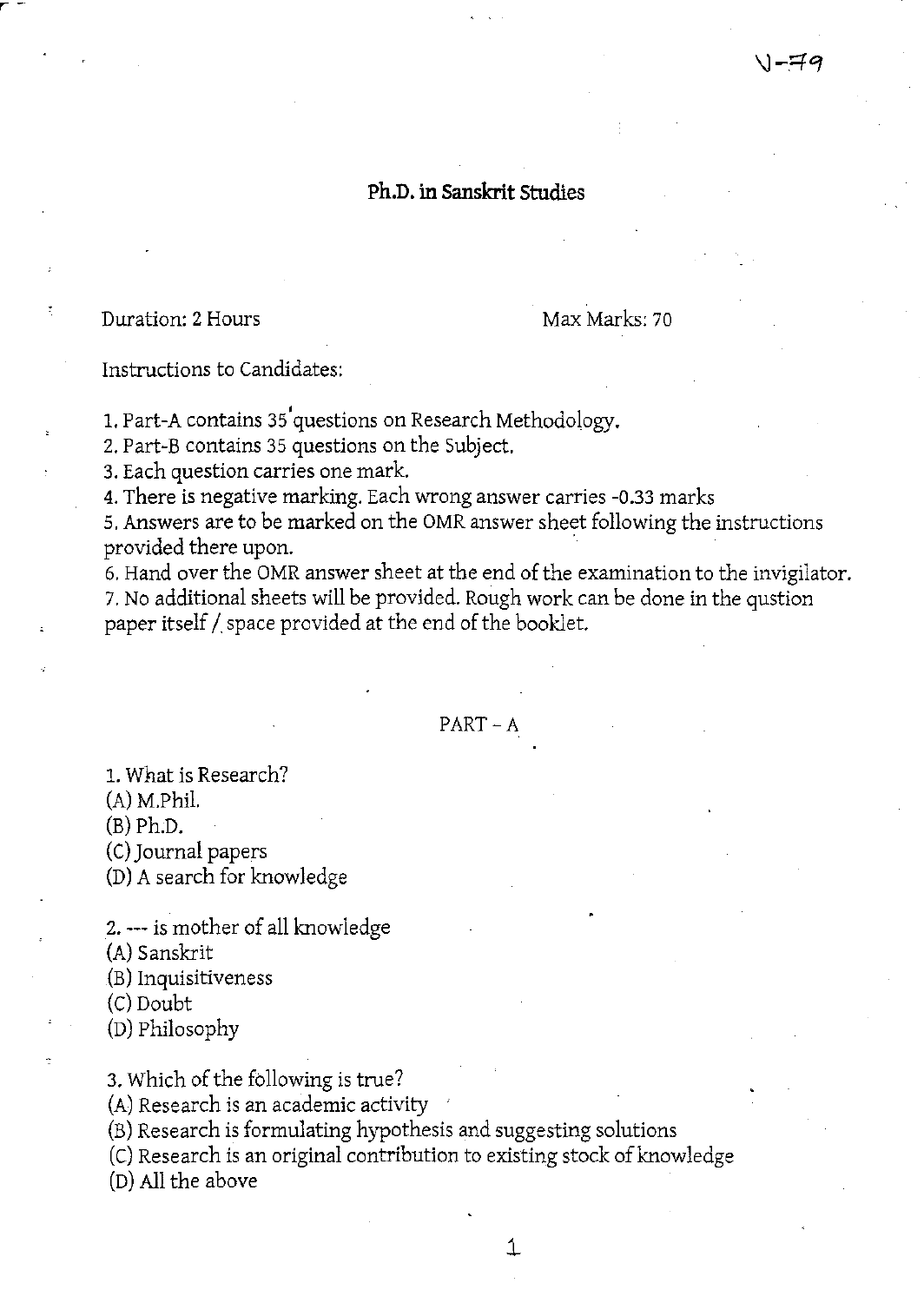V-79

## Ph.D. in Sanskrit Studies

Duration: 2 Hours

Max Marks: 70

Instructions to Candidates:

1. Part-A contains 35 questions on Research Methodology.
2. Part-B contains 35 questions on the Subject.
3. Each question carries one mark.
4. There is negative marking. Each wrong answer carries -0.33 marks
5. Answers are to be marked on the OMR answer sheet following the instructions provided there upon.
6. Hand over the OMR answer sheet at the end of the examination to the invigilator.
7. No additional sheets will be provided. Rough work can be done in the qustion paper itself / space provided at the end of the booklet.

### PART – A

1. What is Research?
(A) M.Phil.
(B) Ph.D.
(C) Journal papers
(D) A search for knowledge

2. --- is mother of all knowledge
(A) Sanskrit
(B) Inquisitiveness
(C) Doubt
(D) Philosophy

3. Which of the following is true?
(A) Research is an academic activity
(B) Research is formulating hypothesis and suggesting solutions
(C) Research is an original contribution to existing stock of knowledge
(D) All the above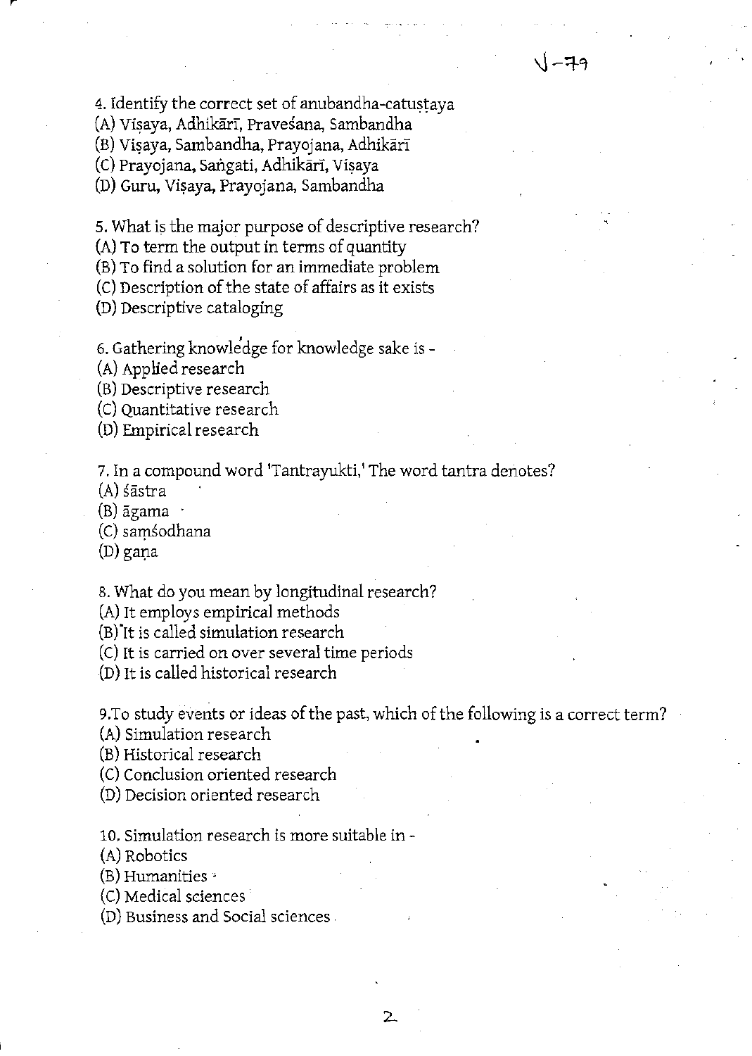4. Identify the correct set of anubandha-catuṣṭaya
(A) Viṣaya, Adhikārī, Praveśana, Sambandha
(B) Viṣaya, Sambandha, Prayojana, Adhikārī
(C) Prayojana, Saṅgati, Adhikārī, Viṣaya
(D) Guru, Viṣaya, Prayojana, Sambandha

5. What is the major purpose of descriptive research?
(A) To term the output in terms of quantity
(B) To find a solution for an immediate problem
(C) Description of the state of affairs as it exists
(D) Descriptive cataloging

6. Gathering knowledge for knowledge sake is -
(A) Applied research
(B) Descriptive research
(C) Quantitative research
(D) Empirical research

7. In a compound word 'Tantrayukti,' The word tantra denotes?
(A) śāstra
(B) āgama
(C) saṃśodhana
(D) gaṇa

8. What do you mean by longitudinal research?
(A) It employs empirical methods
(B) It is called simulation research
(C) It is carried on over several time periods
(D) It is called historical research

9.To study events or ideas of the past, which of the following is a correct term?
(A) Simulation research
(B) Historical research
(C) Conclusion oriented research
(D) Decision oriented research

10. Simulation research is more suitable in -
(A) Robotics
(B) Humanities
(C) Medical sciences
(D) Business and Social sciences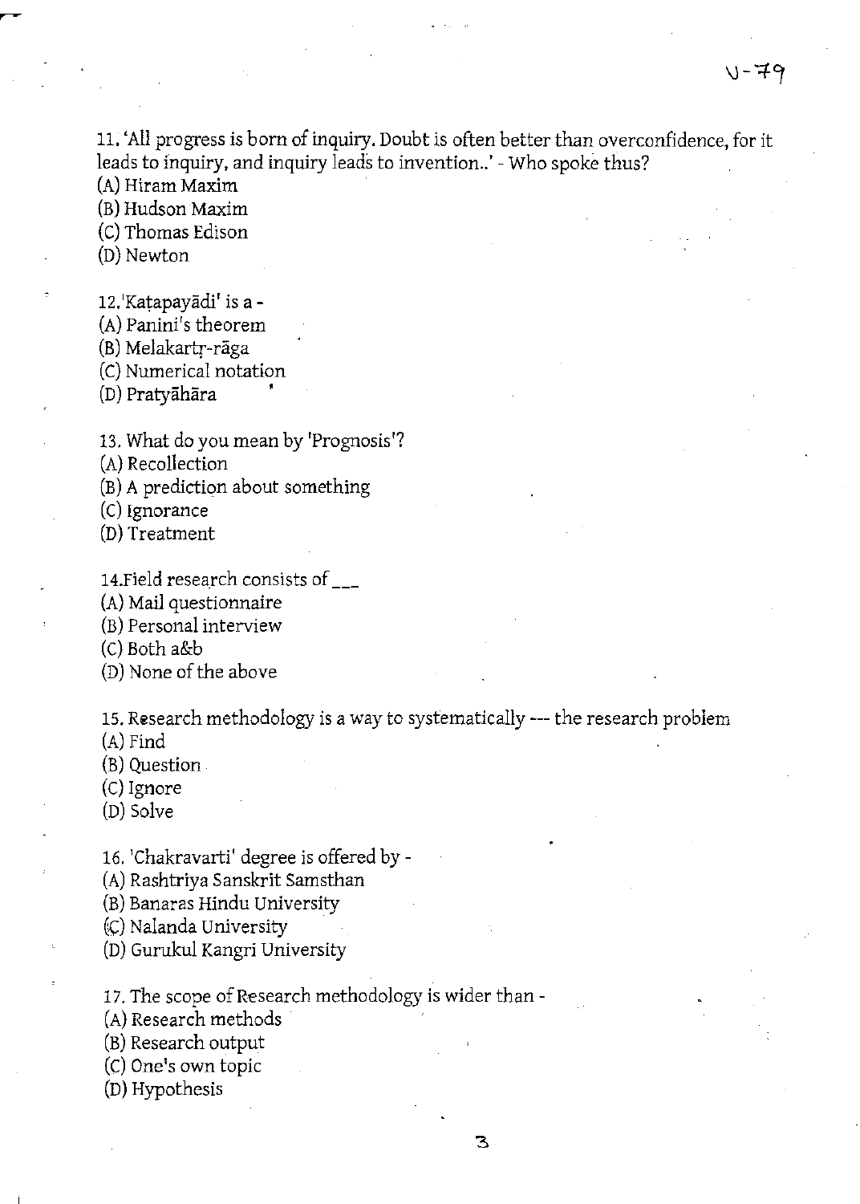11. 'All progress is born of inquiry. Doubt is often better than overconfidence, for it leads to inquiry, and inquiry leads to invention..' - Who spoke thus?

(A) Hiram Maxim

(B) Hudson Maxim

(C) Thomas Edison

(D) Newton

12. 'Kaṭapayādi' is a -

(A) Panini's theorem

(B) Melakartṛ-rāga

(C) Numerical notation

(D) Pratyāhāra

13. What do you mean by 'Prognosis'?

(A) Recollection

(B) A prediction about something

(C) Ignorance

(D) Treatment

14. Field research consists of ___

(A) Mail questionnaire

(B) Personal interview

(C) Both a&b

(D) None of the above

15. Research methodology is a way to systematically --- the research problem

(A) Find

(B) Question

(C) Ignore

(D) Solve

16. 'Chakravarti' degree is offered by -

(A) Rashtriya Sanskrit Samsthan

(B) Banaras Hindu University

(C) Nalanda University

(D) Gurukul Kangri University

17. The scope of Research methodology is wider than -

(A) Research methods

(B) Research output

(C) One's own topic

(D) Hypothesis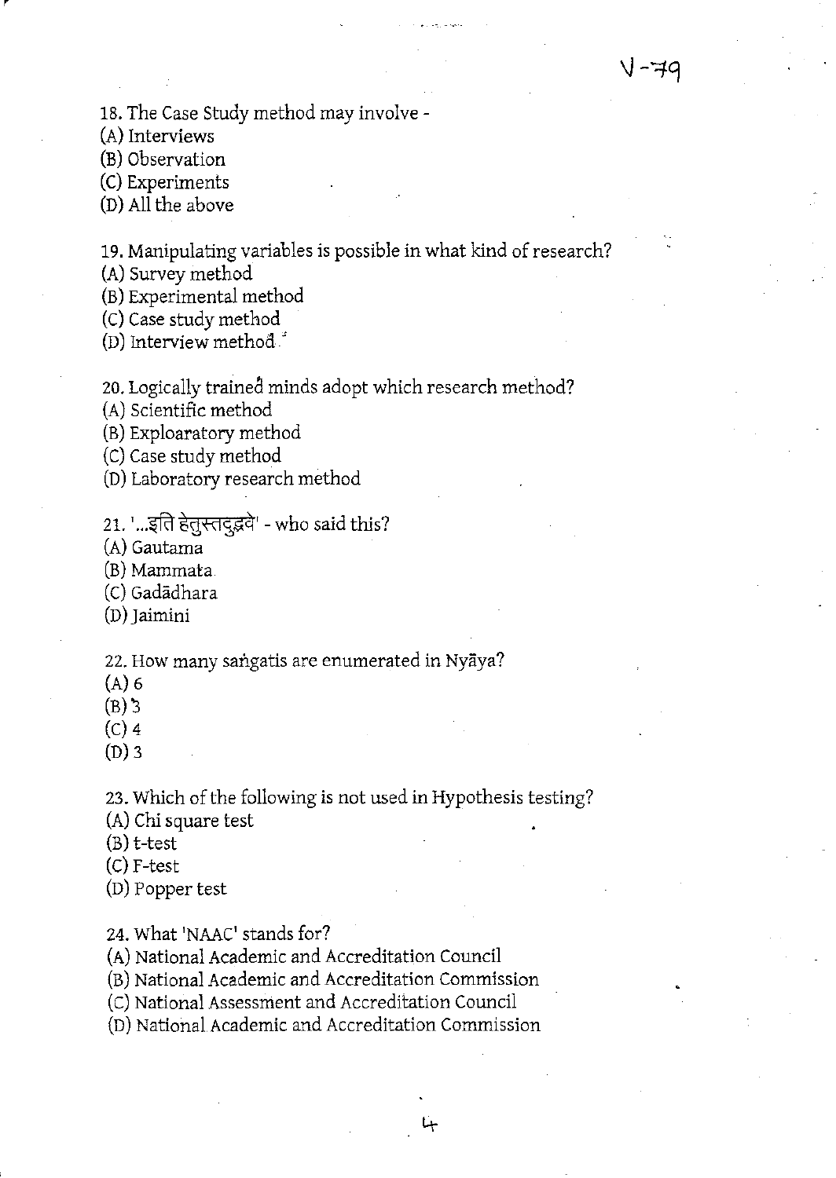18. The Case Study method may involve -
(A) Interviews
(B) Observation
(C) Experiments
(D) All the above

19. Manipulating variables is possible in what kind of research?
(A) Survey method
(B) Experimental method
(C) Case study method
(D) Interview method

20. Logically trained minds adopt which research method?
(A) Scientific method
(B) Exploaratory method
(C) Case study method
(D) Laboratory research method

21. '...इति हेतुस्तदुद्भवे' - who said this?
(A) Gautama
(B) Mammata
(C) Gadādhara
(D) Jaimini

22. How many saṅgatis are enumerated in Nyāya?
(A) 6
(B) 5
(C) 4
(D) 3

23. Which of the following is not used in Hypothesis testing?
(A) Chi square test
(B) t-test
(C) F-test
(D) Popper test

24. What 'NAAC' stands for?
(A) National Academic and Accreditation Council
(B) National Academic and Accreditation Commission
(C) National Assessment and Accreditation Council
(D) National Academic and Accreditation Commission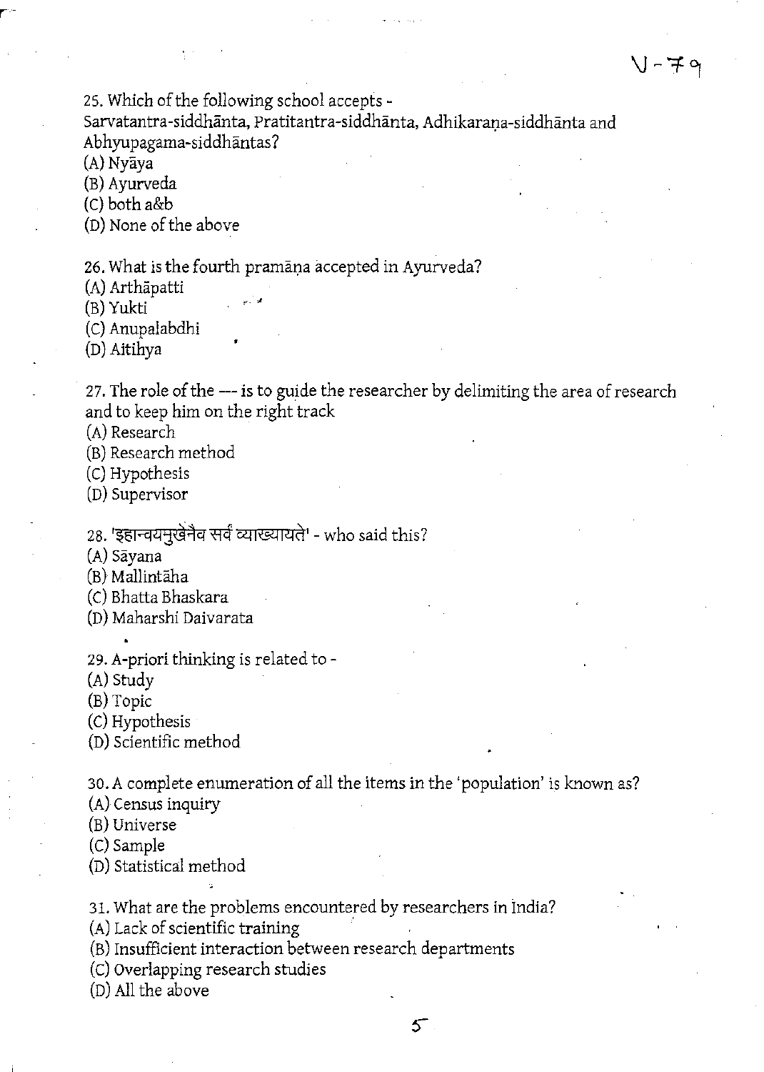25. Which of the following school accepts -
Sarvatantra-siddhānta, Pratitantra-siddhānta, Adhikaraṇa-siddhānta and Abhyupagama-siddhāntas?
(A) Nyāya
(B) Ayurveda
(C) both a&b
(D) None of the above

26. What is the fourth pramāṇa accepted in Ayurveda?
(A) Arthāpatti
(B) Yukti
(C) Anupalabdhi
(D) Aitihya

27. The role of the --- is to guide the researcher by delimiting the area of research and to keep him on the right track
(A) Research
(B) Research method
(C) Hypothesis
(D) Supervisor

28. 'इहान्वयमुखेनैव सर्वं व्याख्यायते' - who said this?
(A) Sāyana
(B) Mallintāha
(C) Bhatta Bhaskara
(D) Maharshi Daivarata

29. A-priori thinking is related to -
(A) Study
(B) Topic
(C) Hypothesis
(D) Scientific method

30. A complete enumeration of all the items in the 'population' is known as?
(A) Census inquiry
(B) Universe
(C) Sample
(D) Statistical method

31. What are the problems encountered by researchers in India?
(A) Lack of scientific training
(B) Insufficient interaction between research departments
(C) Overlapping research studies
(D) All the above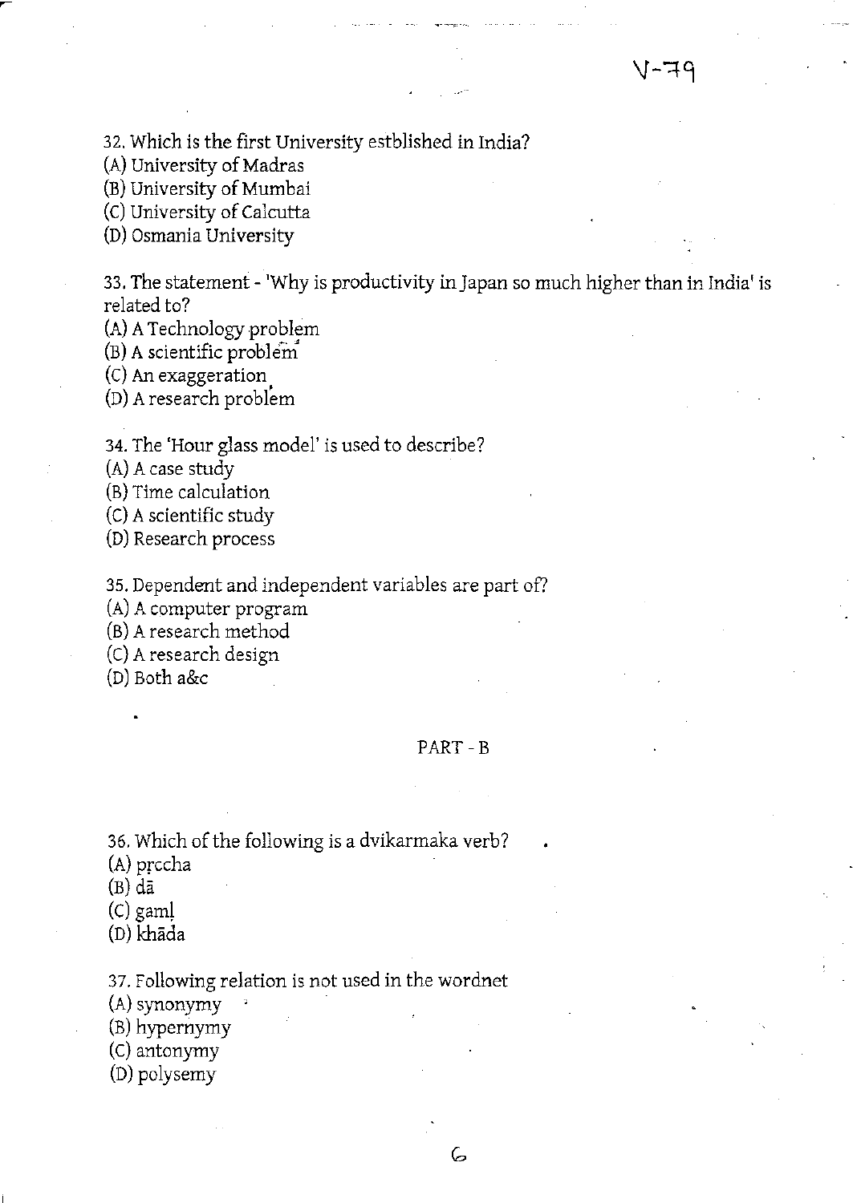V-79

32. Which is the first University estblished in India?
(A) University of Madras
(B) University of Mumbai
(C) University of Calcutta
(D) Osmania University

33. The statement - 'Why is productivity in Japan so much higher than in India' is related to?
(A) A Technology problem
(B) A scientific problem
(C) An exaggeration
(D) A research problem

34. The 'Hour glass model' is used to describe?
(A) A case study
(B) Time calculation
(C) A scientific study
(D) Research process

35. Dependent and independent variables are part of?
(A) A computer program
(B) A research method
(C) A research design
(D) Both a&c

## PART - B

36. Which of the following is a dvikarmaka verb?
(A) pṛccha
(B) dā
(C) gamḷ
(D) khāda

37. Following relation is not used in the wordnet
(A) synonymy
(B) hypernymy
(C) antonymy
(D) polysemy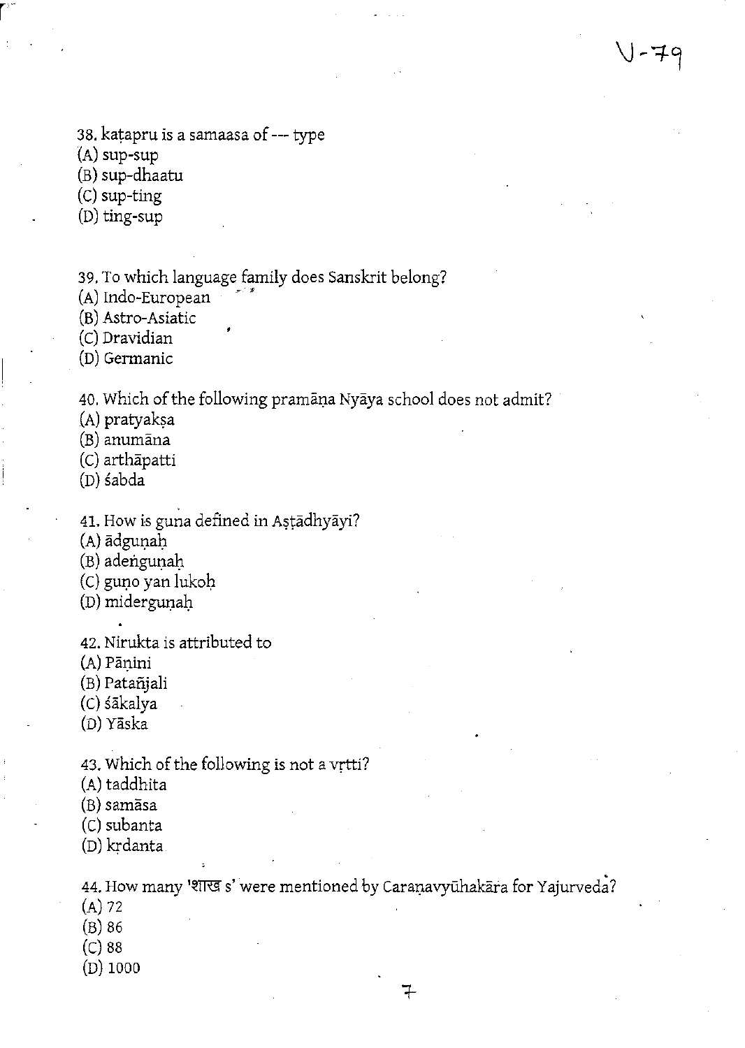38. kaṭapru is a samaasa of --- type

(A) sup-sup

(B) sup-dhaatu

(C) sup-ting

(D) ting-sup

39. To which language family does Sanskrit belong?

(A) Indo-European

(B) Astro-Asiatic

(C) Dravidian

(D) Germanic

40. Which of the following pramāṇa Nyāya school does not admit?

(A) pratyakṣa

(B) anumāna

(C) arthāpatti

(D) śabda

41. How is guṇa defined in Aṣṭādhyāyī?

(A) ādguṇaḥ

(B) adeṅguṇaḥ

(C) guṇo yaṅ lukoḥ

(D) mideṛguṇaḥ

42. Nirukta is attributed to

(A) Pāṇini

(B) Patañjali

(C) śākalya

(D) Yāska

43. Which of the following is not a vṛtti?

(A) taddhita

(B) samāsa

(C) subanta

(D) kṛdanta

44. How many 'शाख s' were mentioned by Caraṇavyūhakāra for Yajurveda?

(A) 72

(B) 86

(C) 88

(D) 1000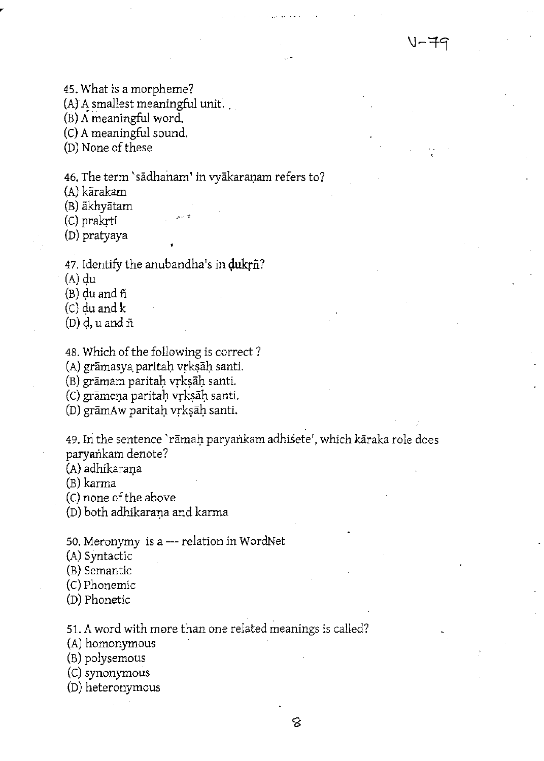45. What is a morpheme?
(A) A smallest meaningful unit.
(B) A meaningful word.
(C) A meaningful sound.
(D) None of these

46. The term `sādhanam' in vyākaraṇam refers to?
(A) kārakam
(B) ākhyātam
(C) prakṛti
(D) pratyaya

47. Identify the anubandha's in **ḍukṛñ**?
(A) ḍu
(B) ḍu and ñ
(C) ḍu and k
(D) ḍ, u and ñ

48. Which of the following is correct ?
(A) grāmasya paritaḥ vṛkṣāḥ santi.
(B) grāmam paritaḥ vṛkṣāḥ santi.
(C) grāmeṇa paritaḥ vṛkṣāḥ santi.
(D) grāmAw paritaḥ vṛkṣāḥ santi.

49. In the sentence `rāmaḥ paryaṅkam adhiśete', which kāraka role does paryaṅkam denote?
(A) adhikaraṇa
(B) karma
(C) none of the above
(D) both adhikaraṇa and karma

50. Meronymy is a --- relation in WordNet
(A) Syntactic
(B) Semantic
(C) Phonemic
(D) Phonetic

51. A word with more than one related meanings is called?
(A) homonymous
(B) polysemous
(C) synonymous
(D) heteronymous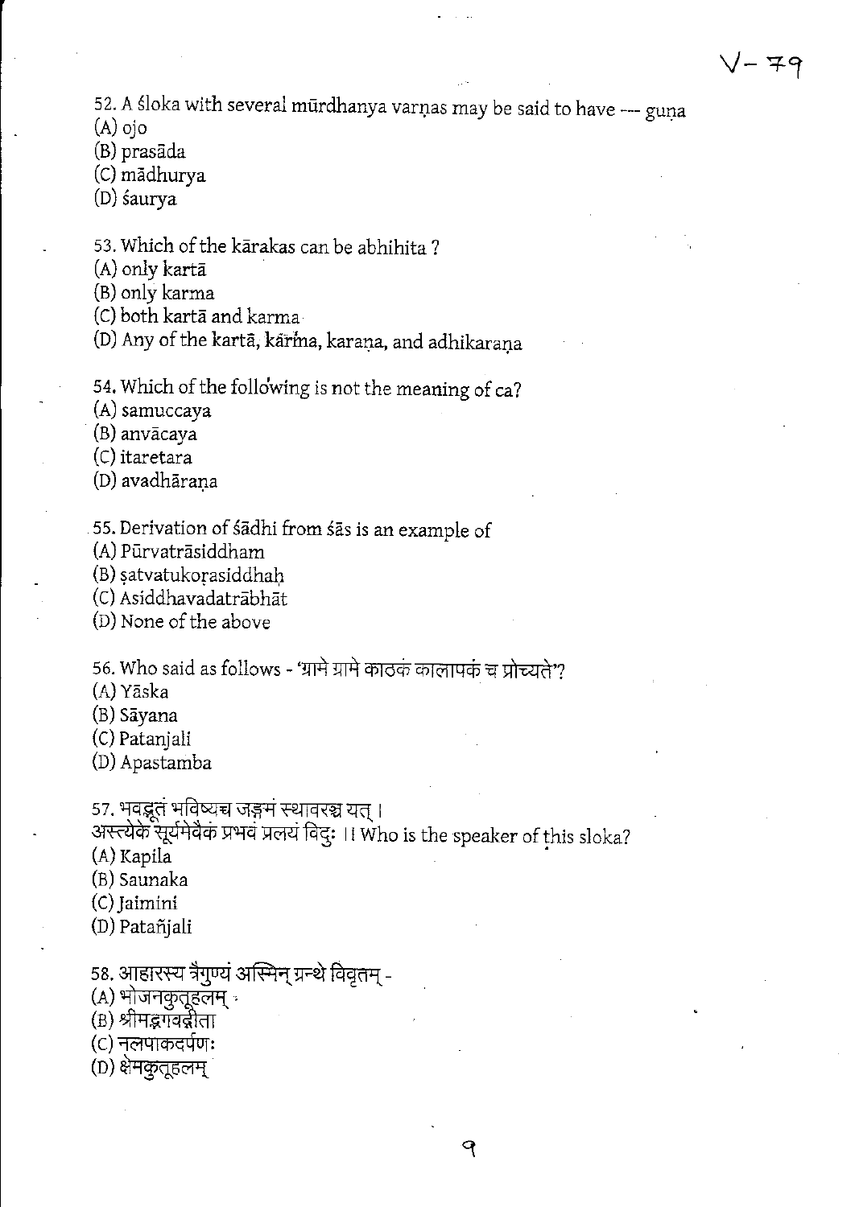52. A śloka with several mūrdhanya varṇas may be said to have --- guṇa
(A) ojo
(B) prasāda
(C) mādhurya
(D) śaurya

53. Which of the kārakas can be abhihita ?
(A) only kartā
(B) only karma
(C) both kartā and karma
(D) Any of the kartā, karma, karaṇa, and adhikaraṇa

54. Which of the following is not the meaning of ca?
(A) samuccaya
(B) anvācaya
(C) itaretara
(D) avadhāraṇa

55. Derivation of śādhi from śās is an example of
(A) Pūrvatrāsiddham
(B) ṣatvatukorasiddhaḥ
(C) Asiddhavadatrābhāt
(D) None of the above

56. Who said as follows - 'ग्रामे ग्रामे काठकं कालापकं च प्रोच्यते'?
(A) Yāska
(B) Sāyana
(C) Patanjali
(D) Apastamba

57. भवद्भूतं भविष्यच्च जङ्गमं स्थावरञ्च यत् ।
अस्त्येके सूर्यमेवैकं प्रभवं प्रलयं विदुः ।। Who is the speaker of this sloka?
(A) Kapila
(B) Saunaka
(C) Jaimini
(D) Patañjali

58. आहारस्य त्रैगुण्यं अस्मिन् ग्रन्थे विवृतम् -
(A) भोजनकुतूहलम्
(B) श्रीमद्भगवद्गीता
(C) नलपाकदर्पणः
(D) क्षेमकुतूहलम्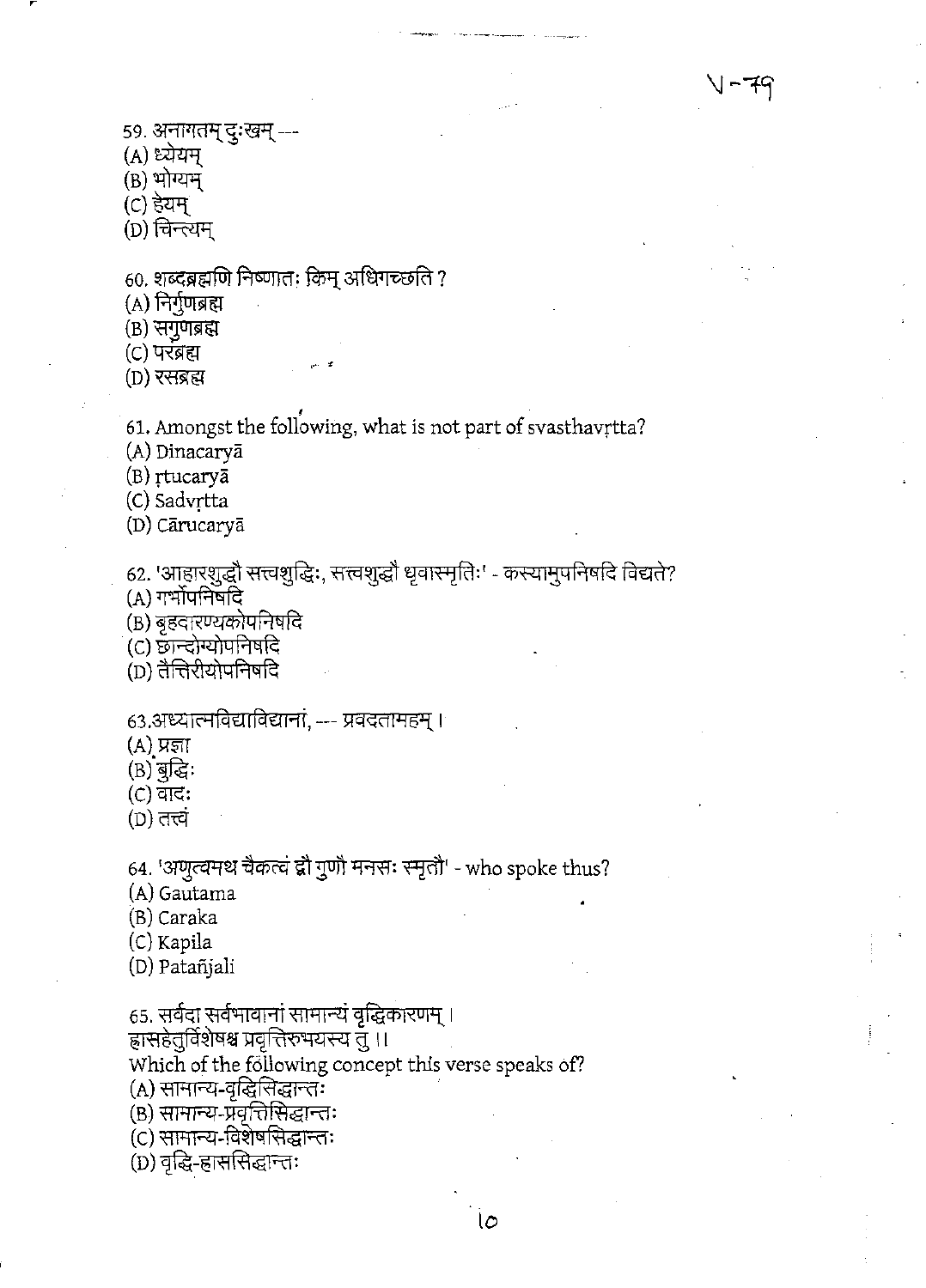59. अनागतम् दुःखम् ---
(A) ध्येयम्
(B) भोग्यम्
(C) हेयम्
(D) चिन्त्यम्

60. शब्दब्रह्मणि निष्णातः किम् अधिगच्छति ?
(A) निर्गुणब्रह्म
(B) सगुणब्रह्म
(C) परब्रह्म
(D) रसब्रह्म

61. Amongst the following, what is not part of svasthavṛtta?
(A) Dinacaryā
(B) ṛtucaryā
(C) Sadvṛtta
(D) Cārucaryā

62. 'आहारशुद्धौ सत्त्वशुद्धिः, सत्त्वशुद्धौ ध्रुवास्मृतिः' - कस्यामुपनिषदि विद्यते?
(A) गर्भोपनिषदि
(B) बृहदारण्यकोपनिषदि
(C) छान्दोग्योपनिषदि
(D) तैत्तिरीयोपनिषदि

63. अध्यात्मविद्याविद्यानां, --- प्रवदतामहम् ।
(A) प्रज्ञा
(B) बुद्धिः
(C) वादः
(D) तत्त्वं

64. 'अणुत्वमथ चैकत्वं द्वौ गुणौ मनसः स्मृतौ' - who spoke thus?
(A) Gautama
(B) Caraka
(C) Kapila
(D) Patañjali

65. सर्वदा सर्वभावानां सामान्यं वृद्धिकारणम् ।
ह्रासहेतुर्विशेषश्च प्रवृत्तिरुभयस्य तु ।।
Which of the following concept this verse speaks of?
(A) सामान्य-वृद्धिसिद्धान्तः
(B) सामान्य-प्रवृत्तिसिद्धान्तः
(C) सामान्य-विशेषसिद्धान्तः
(D) वृद्धि-ह्राससिद्धान्तः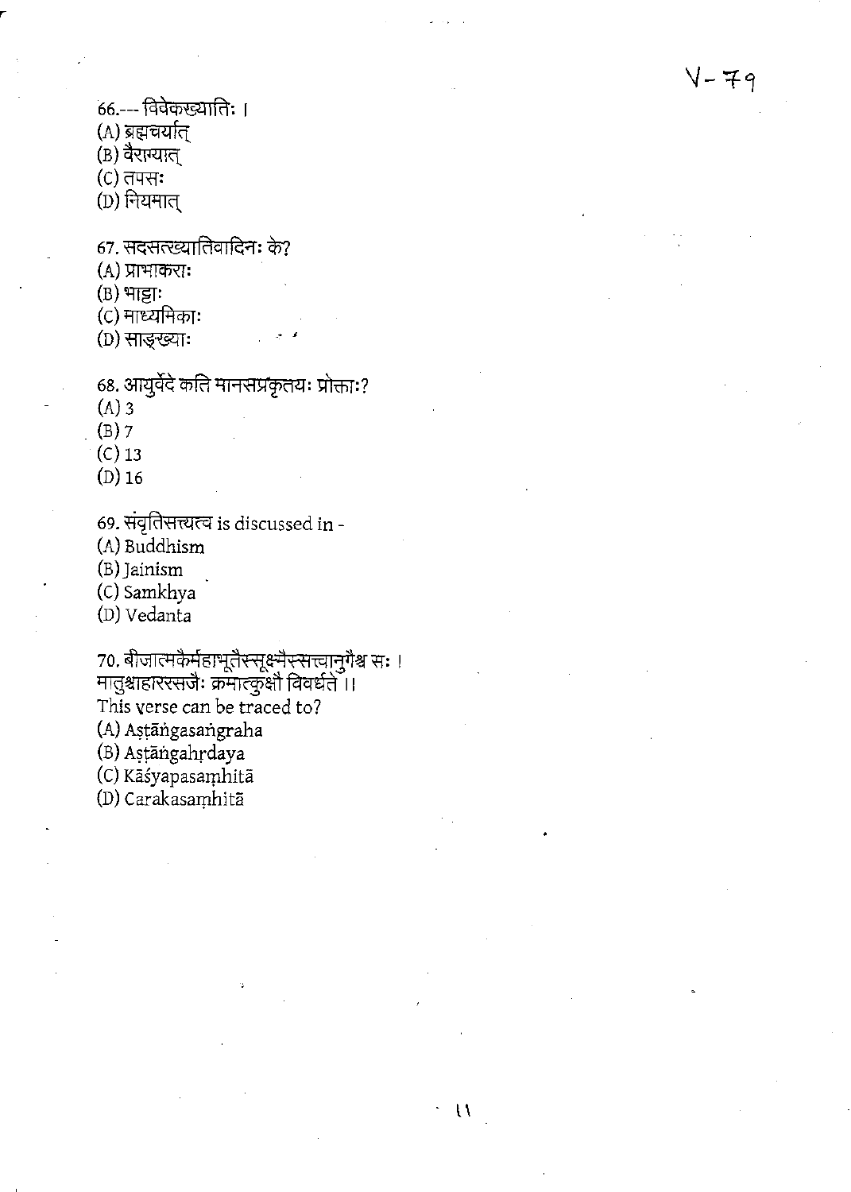66.--- विवेकख्यातिः ।

(A) ब्रह्मचर्यात्

(B) वैराग्यात्

(C) तपसः

(D) नियमात्

67. सदसत्ख्यातिवादिनः के?

(A) प्राभाकराः

(B) भाट्टाः

(C) माध्यमिकाः

(D) साङ्ख्याः

68. आयुर्वेदे कति मानसप्रकृतयः प्रोक्ताः?

(A) 3

(B) 7

(C) 13

(D) 16

69. संवृतिसत्यत्व is discussed in -

(A) Buddhism

(B) Jainism

(C) Samkhya

(D) Vedanta

70. बीजात्मकैर्महाभूतैस्सूक्ष्मैस्सत्त्वानुगैश्च सः ।
मातुश्चाहाररसजैः क्रमात्कुक्षौ विवर्धते ।।

This verse can be traced to?

(A) Aṣṭāṅgasaṅgraha

(B) Aṣṭāṅgahṛdaya

(C) Kāśyapasaṃhitā

(D) Carakasaṃhitā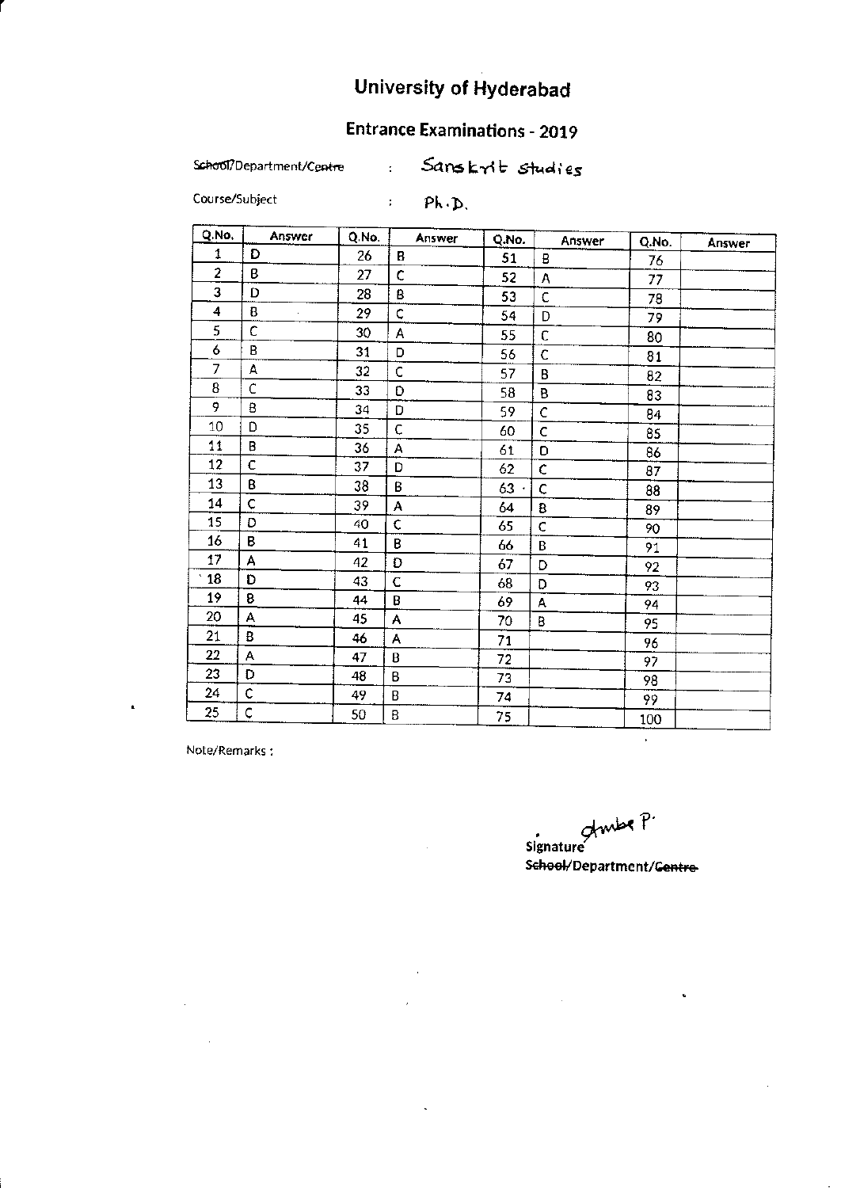# University of Hyderabad

## Entrance Examinations - 2019

School/Department/Centre : Sanskrit Studies

Course/Subject : Ph.D.

| Q.No. | Answer | Q.No. | Answer | Q.No. | Answer | Q.No. | Answer |
|---|---|---|---|---|---|---|---|
| 1 | D | 26 | B | 51 | B | 76 | |
| 2 | B | 27 | C | 52 | A | 77 | |
| 3 | D | 28 | B | 53 | C | 78 | |
| 4 | B | 29 | C | 54 | D | 79 | |
| 5 | C | 30 | A | 55 | C | 80 | |
| 6 | B | 31 | D | 56 | C | 81 | |
| 7 | A | 32 | C | 57 | B | 82 | |
| 8 | C | 33 | D | 58 | B | 83 | |
| 9 | B | 34 | D | 59 | C | 84 | |
| 10 | D | 35 | C | 60 | C | 85 | |
| 11 | B | 36 | A | 61 | D | 86 | |
| 12 | C | 37 | D | 62 | C | 87 | |
| 13 | B | 38 | B | 63 | C | 88 | |
| 14 | C | 39 | A | 64 | B | 89 | |
| 15 | D | 40 | C | 65 | C | 90 | |
| 16 | B | 41 | B | 66 | B | 91 | |
| 17 | A | 42 | D | 67 | D | 92 | |
| 18 | D | 43 | C | 68 | D | 93 | |
| 19 | B | 44 | B | 69 | A | 94 | |
| 20 | A | 45 | A | 70 | B | 95 | |
| 21 | B | 46 | A | 71 | | 96 | |
| 22 | A | 47 | B | 72 | | 97 | |
| 23 | D | 48 | B | 73 | | 98 | |
| 24 | C | 49 | B | 74 | | 99 | |
| 25 | C | 50 | B | 75 | | 100 | |

Note/Remarks :

Signature
School/Department/Centre